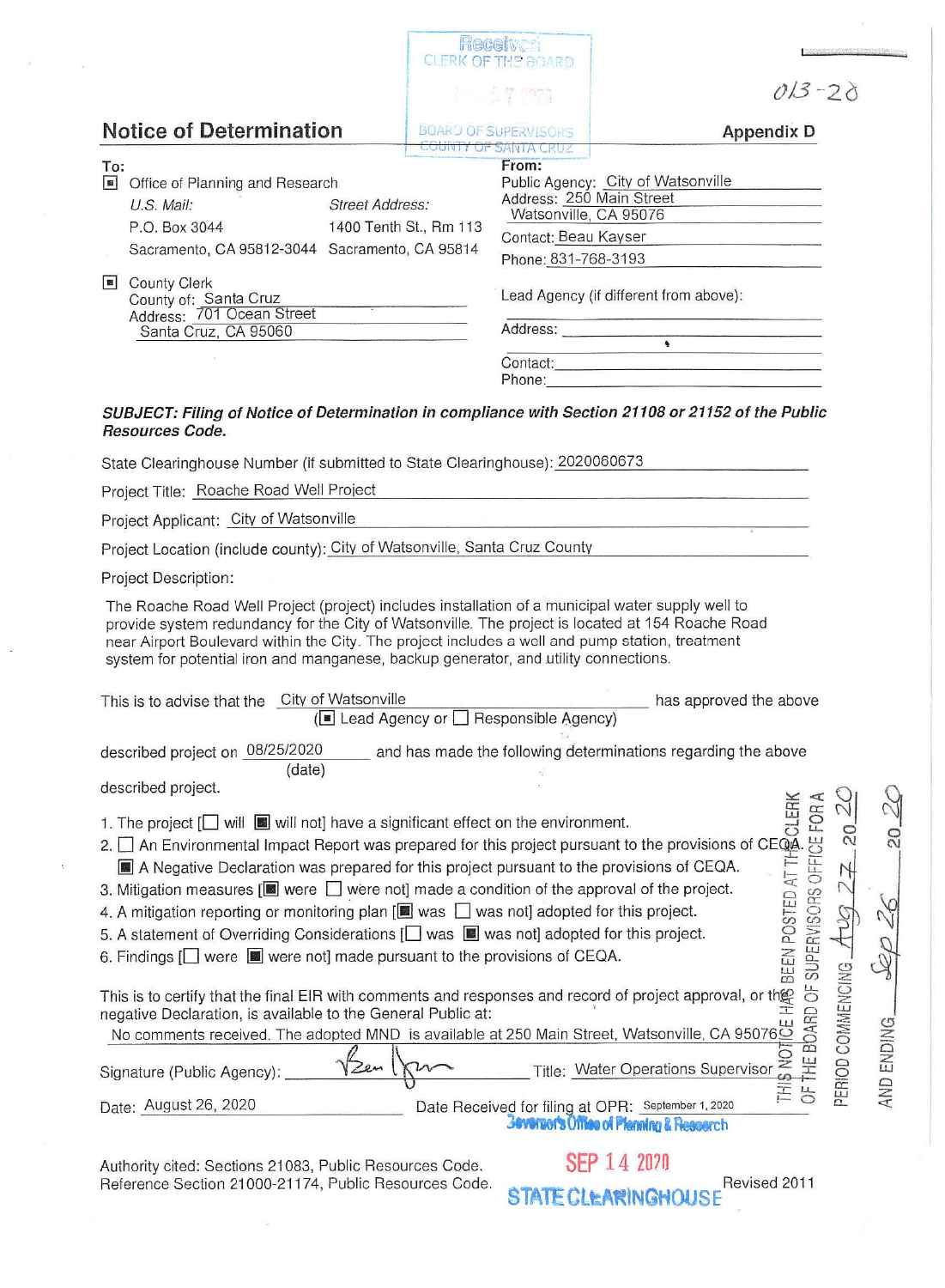Received
CLERK OF THE BOARD

AUG 27 2020

BOARD OF SUPERVISORS
COUNTY OF SANTA CRUZ

013-20

# Notice of Determination

**Appendix D**

**To:**

- [■] Office of Planning and Research
  - *U.S. Mail:* P.O. Box 3044, Sacramento, CA 95812-3044
  - *Street Address:* 1400 Tenth St., Rm 113, Sacramento, CA 95814
- [■] County Clerk
  - County of: Santa Cruz
  - Address: 701 Ocean Street, Santa Cruz, CA 95060

**From:**

Public Agency: City of Watsonville
Address: 250 Main Street, Watsonville, CA 95076
Contact: Beau Kayser
Phone: 831-768-3193

Lead Agency (if different from above):
Address:
Contact:
Phone:

***SUBJECT: Filing of Notice of Determination in compliance with Section 21108 or 21152 of the Public Resources Code.***

State Clearinghouse Number (if submitted to State Clearinghouse): 2020060673

Project Title: Roache Road Well Project

Project Applicant: City of Watsonville

Project Location (include county): City of Watsonville, Santa Cruz County

Project Description:

The Roache Road Well Project (project) includes installation of a municipal water supply well to provide system redundancy for the City of Watsonville. The project is located at 154 Roache Road near Airport Boulevard within the City. The project includes a well and pump station, treatment system for potential iron and manganese, backup generator, and utility connections.

This is to advise that the City of Watsonville ([■] Lead Agency or [ ] Responsible Agency) has approved the above described project on 08/25/2020 (date) and has made the following determinations regarding the above described project.

1. The project [ ] will [■] will not] have a significant effect on the environment.
2. [ ] An Environmental Impact Report was prepared for this project pursuant to the provisions of CEQA.
   [■] A Negative Declaration was prepared for this project pursuant to the provisions of CEQA.
3. Mitigation measures [■] were [ ] were not] made a condition of the approval of the project.
4. A mitigation reporting or monitoring plan [■] was [ ] was not] adopted for this project.
5. A statement of Overriding Considerations [[ ] was [■] was not] adopted for this project.
6. Findings [[ ] were [■] were not] made pursuant to the provisions of CEQA.

This is to certify that the final EIR with comments and responses and record of project approval, or the negative Declaration, is available to the General Public at:

No comments received. The adopted MND is available at 250 Main Street, Watsonville, CA 95076

Signature (Public Agency): *[signature]* Title: Water Operations Supervisor

Date: August 26, 2020 Date Received for filing at OPR: September 1, 2020

THIS NOTICE HAS BEEN POSTED AT THE CLERK OF THE BOARD OF SUPERVISORS OFFICE FOR A PERIOD COMMENCING Aug 27 2020 AND ENDING Sep 26 2020

Governor's Office of Planning & Research

SEP 14 2020

STATE CLEARINGHOUSE

Authority cited: Sections 21083, Public Resources Code.
Reference Section 21000-21174, Public Resources Code.

Revised 2011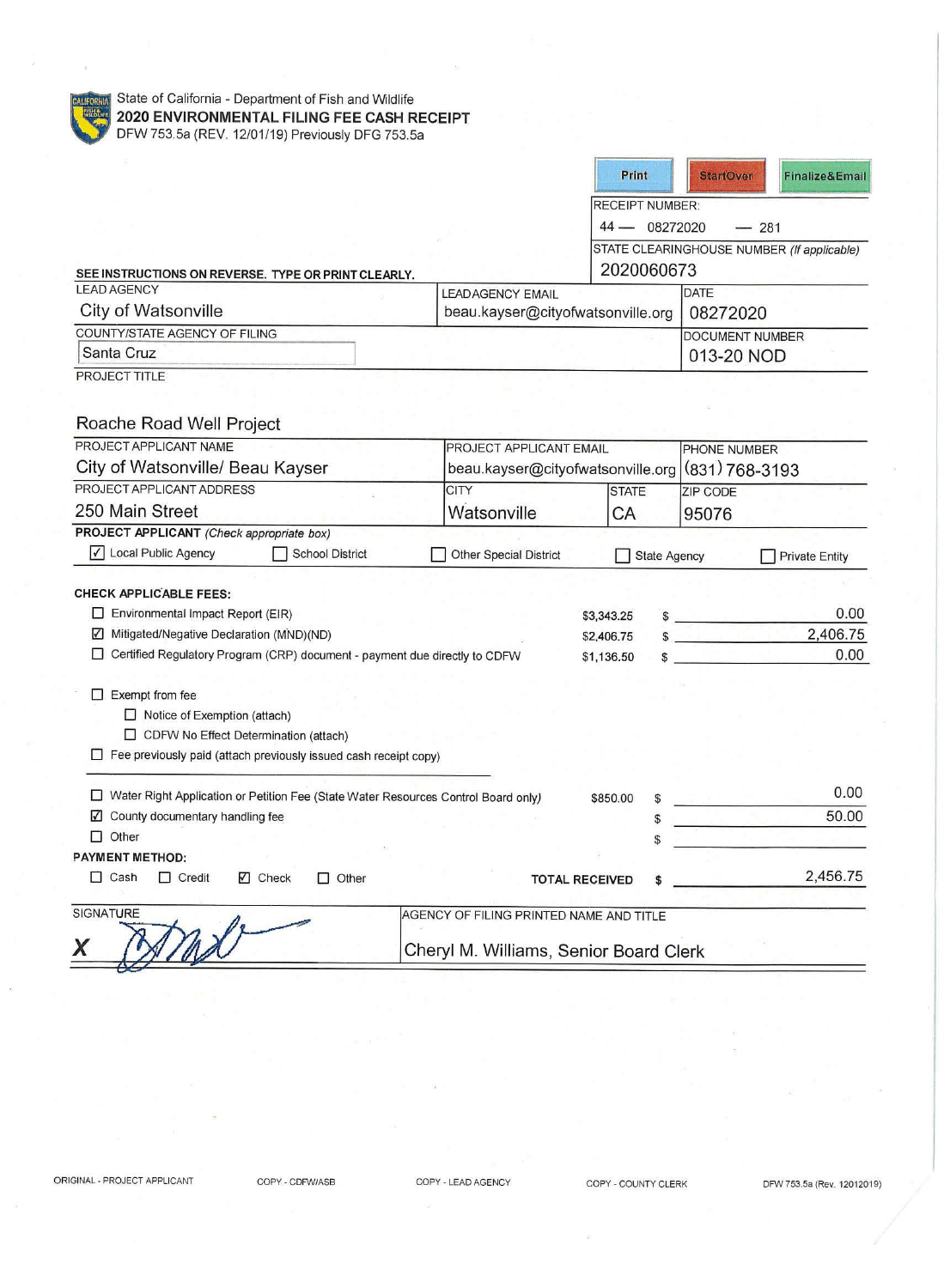State of California - Department of Fish and Wildlife

# 2020 ENVIRONMENTAL FILING FEE CASH RECEIPT

DFW 753.5a (REV. 12/01/19) Previously DFG 753.5a

Print | StartOver | Finalize&Email

RECEIPT NUMBER: 44 — 08272020 — 281

STATE CLEARINGHOUSE NUMBER *(If applicable)*: 2020060673

**SEE INSTRUCTIONS ON REVERSE. TYPE OR PRINT CLEARLY.**

| LEAD AGENCY | LEADAGENCY EMAIL | DATE |
|---|---|---|
| City of Watsonville | beau.kayser@cityofwatsonville.org | 08272020 |

| COUNTY/STATE AGENCY OF FILING | DOCUMENT NUMBER |
|---|---|
| Santa Cruz | 013-20 NOD |

PROJECT TITLE

Roache Road Well Project

| PROJECT APPLICANT NAME | PROJECT APPLICANT EMAIL | PHONE NUMBER |
|---|---|---|
| City of Watsonville/ Beau Kayser | beau.kayser@cityofwatsonville.org | (831) 768-3193 |

| PROJECT APPLICANT ADDRESS | CITY | STATE | ZIP CODE |
|---|---|---|---|
| 250 Main Street | Watsonville | CA | 95076 |

**PROJECT APPLICANT** *(Check appropriate box)*

- [x] Local Public Agency
- [ ] School District
- [ ] Other Special District
- [ ] State Agency
- [ ] Private Entity

**CHECK APPLICABLE FEES:**

| Fee | Rate | Amount |
|---|---|---|
| ☐ Environmental Impact Report (EIR) | $3,343.25 | $ 0.00 |
| ☑ Mitigated/Negative Declaration (MND)(ND) | $2,406.75 | $ 2,406.75 |
| ☐ Certified Regulatory Program (CRP) document - payment due directly to CDFW | $1,136.50 | $ 0.00 |

- [ ] Exempt from fee
  - [ ] Notice of Exemption (attach)
  - [ ] CDFW No Effect Determination (attach)
- [ ] Fee previously paid (attach previously issued cash receipt copy)

| Fee | Rate | Amount |
|---|---|---|
| ☐ Water Right Application or Petition Fee (State Water Resources Control Board only) | $850.00 | $ 0.00 |
| ☑ County documentary handling fee | | $ 50.00 |
| ☐ Other | | $ |

**PAYMENT METHOD:**

- [ ] Cash
- [ ] Credit
- [x] Check
- [ ] Other

**TOTAL RECEIVED** $ 2,456.75

| SIGNATURE | AGENCY OF FILING PRINTED NAME AND TITLE |
|---|---|
| X (signature) | Cheryl M. Williams, Senior Board Clerk |

ORIGINAL - PROJECT APPLICANT | COPY - CDFW/ASB | COPY - LEAD AGENCY | COPY - COUNTY CLERK | DFW 753.5a (Rev. 12012019)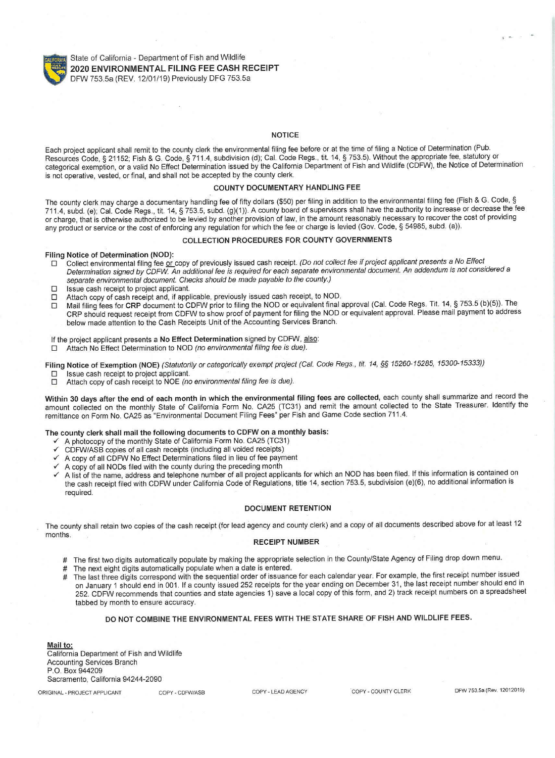State of California - Department of Fish and Wildlife
**2020 ENVIRONMENTAL FILING FEE CASH RECEIPT**
DFW 753.5a (REV. 12/01/19) Previously DFG 753.5a

### NOTICE

Each project applicant shall remit to the county clerk the environmental filing fee before or at the time of filing a Notice of Determination (Pub. Resources Code, § 21152; Fish & G. Code, § 711.4, subdivision (d); Cal. Code Regs., tit. 14, § 753.5). Without the appropriate fee, statutory or categorical exemption, or a valid No Effect Determination issued by the California Department of Fish and Wildlife (CDFW), the Notice of Determination is not operative, vested, or final, and shall not be accepted by the county clerk.

### COUNTY DOCUMENTARY HANDLING FEE

The county clerk may charge a documentary handling fee of fifty dollars ($50) per filing in addition to the environmental filing fee (Fish & G. Code, § 711.4, subd. (e); Cal. Code Regs., tit. 14, § 753.5, subd. (g)(1)). A county board of supervisors shall have the authority to increase or decrease the fee or charge, that is otherwise authorized to be levied by another provision of law, in the amount reasonably necessary to recover the cost of providing any product or service or the cost of enforcing any regulation for which the fee or charge is levied (Gov. Code, § 54985, subd. (a)).

### COLLECTION PROCEDURES FOR COUNTY GOVERNMENTS

**Filing Notice of Determination (NOD):**

- ☐ Collect environmental filing fee or copy of previously issued cash receipt. *(Do not collect fee if project applicant presents a No Effect Determination signed by CDFW. An additional fee is required for each separate environmental document. An addendum is not considered a separate environmental document. Checks should be made payable to the county.)*
- ☐ Issue cash receipt to project applicant.
- ☐ Attach copy of cash receipt and, if applicable, previously issued cash receipt, to NOD.
- ☐ Mail filing fees for **CRP** document to CDFW prior to filing the NOD or equivalent final approval (Cal. Code Regs. Tit. 14, § 753.5 (b)(5)). The CRP should request receipt from CDFW to show proof of payment for filing the NOD or equivalent approval. Please mail payment to address below made attention to the Cash Receipts Unit of the Accounting Services Branch.

If the project applicant presents a **No Effect Determination** signed by CDFW, also:

- ☐ Attach No Effect Determination to NOD *(no environmental filing fee is due).*

**Filing Notice of Exemption (NOE)** *(Statutorily or categorically exempt project (Cal. Code Regs., tit. 14, §§ 15260-15285, 15300-15333))*

- ☐ Issue cash receipt to project applicant.
- ☐ Attach copy of cash receipt to NOE *(no environmental filing fee is due).*

**Within 30 days after the end of each month in which the environmental filing fees are collected,** each county shall summarize and record the amount collected on the monthly State of California Form No. CA25 (TC31) and remit the amount collected to the State Treasurer. Identify the remittance on Form No. CA25 as "Environmental Document Filing Fees" per Fish and Game Code section 711.4.

**The county clerk shall mail the following documents to CDFW on a monthly basis:**

- ✓ A photocopy of the monthly State of California Form No. CA25 (TC31)
- ✓ CDFW/ASB copies of all cash receipts (including all voided receipts)
- ✓ A copy of all CDFW No Effect Determinations filed in lieu of fee payment
- ✓ A copy of all NODs filed with the county during the preceding month
- ✓ A list of the name, address and telephone number of all project applicants for which an NOD has been filed. If this information is contained on the cash receipt filed with CDFW under California Code of Regulations, title 14, section 753.5, subdivision (e)(6), no additional information is required.

### DOCUMENT RETENTION

The county shall retain two copies of the cash receipt (for lead agency and county clerk) and a copy of all documents described above for at least 12 months.

### RECEIPT NUMBER

- # The first two digits automatically populate by making the appropriate selection in the County/State Agency of Filing drop down menu.
- # The next eight digits automatically populate when a date is entered.
- # The last three digits correspond with the sequential order of issuance for each calendar year. For example, the first receipt number issued on January 1 should end in 001. If a county issued 252 receipts for the year ending on December 31, the last receipt number should end in 252. CDFW recommends that counties and state agencies 1) save a local copy of this form, and 2) track receipt numbers on a spreadsheet tabbed by month to ensure accuracy.

**DO NOT COMBINE THE ENVIRONMENTAL FEES WITH THE STATE SHARE OF FISH AND WILDLIFE FEES.**

**Mail to:**
California Department of Fish and Wildlife
Accounting Services Branch
P.O. Box 944209
Sacramento, California 94244-2090

ORIGINAL - PROJECT APPLICANT    COPY - CDFW/ASB    COPY - LEAD AGENCY    COPY - COUNTY CLERK    DFW 753.5a (Rev. 12012019)